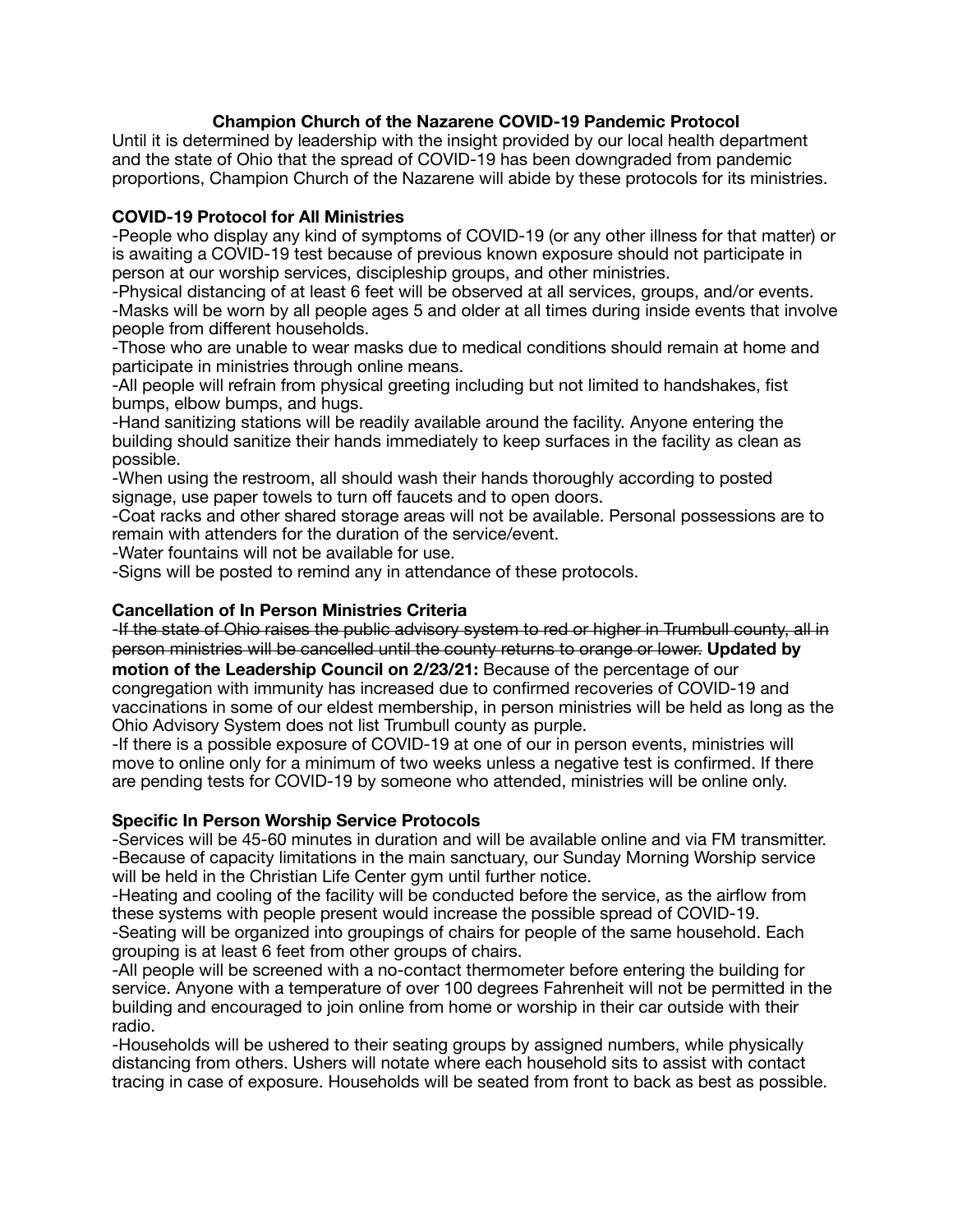# Champion Church of the Nazarene COVID-19 Pandemic Protocol

Until it is determined by leadership with the insight provided by our local health department and the state of Ohio that the spread of COVID-19 has been downgraded from pandemic proportions, Champion Church of the Nazarene will abide by these protocols for its ministries.

## COVID-19 Protocol for All Ministries

-People who display any kind of symptoms of COVID-19 (or any other illness for that matter) or is awaiting a COVID-19 test because of previous known exposure should not participate in person at our worship services, discipleship groups, and other ministries.
-Physical distancing of at least 6 feet will be observed at all services, groups, and/or events.
-Masks will be worn by all people ages 5 and older at all times during inside events that involve people from different households.
-Those who are unable to wear masks due to medical conditions should remain at home and participate in ministries through online means.
-All people will refrain from physical greeting including but not limited to handshakes, fist bumps, elbow bumps, and hugs.
-Hand sanitizing stations will be readily available around the facility. Anyone entering the building should sanitize their hands immediately to keep surfaces in the facility as clean as possible.
-When using the restroom, all should wash their hands thoroughly according to posted signage, use paper towels to turn off faucets and to open doors.
-Coat racks and other shared storage areas will not be available. Personal possessions are to remain with attenders for the duration of the service/event.
-Water fountains will not be available for use.
-Signs will be posted to remind any in attendance of these protocols.

## Cancellation of In Person Ministries Criteria

~~-If the state of Ohio raises the public advisory system to red or higher in Trumbull county, all in person ministries will be cancelled until the county returns to orange or lower.~~ **Updated by motion of the Leadership Council on 2/23/21:** Because of the percentage of our congregation with immunity has increased due to confirmed recoveries of COVID-19 and vaccinations in some of our eldest membership, in person ministries will be held as long as the Ohio Advisory System does not list Trumbull county as purple.
-If there is a possible exposure of COVID-19 at one of our in person events, ministries will move to online only for a minimum of two weeks unless a negative test is confirmed. If there are pending tests for COVID-19 by someone who attended, ministries will be online only.

## Specific In Person Worship Service Protocols

-Services will be 45-60 minutes in duration and will be available online and via FM transmitter.
-Because of capacity limitations in the main sanctuary, our Sunday Morning Worship service will be held in the Christian Life Center gym until further notice.
-Heating and cooling of the facility will be conducted before the service, as the airflow from these systems with people present would increase the possible spread of COVID-19.
-Seating will be organized into groupings of chairs for people of the same household. Each grouping is at least 6 feet from other groups of chairs.
-All people will be screened with a no-contact thermometer before entering the building for service. Anyone with a temperature of over 100 degrees Fahrenheit will not be permitted in the building and encouraged to join online from home or worship in their car outside with their radio.
-Households will be ushered to their seating groups by assigned numbers, while physically distancing from others. Ushers will notate where each household sits to assist with contact tracing in case of exposure. Households will be seated from front to back as best as possible.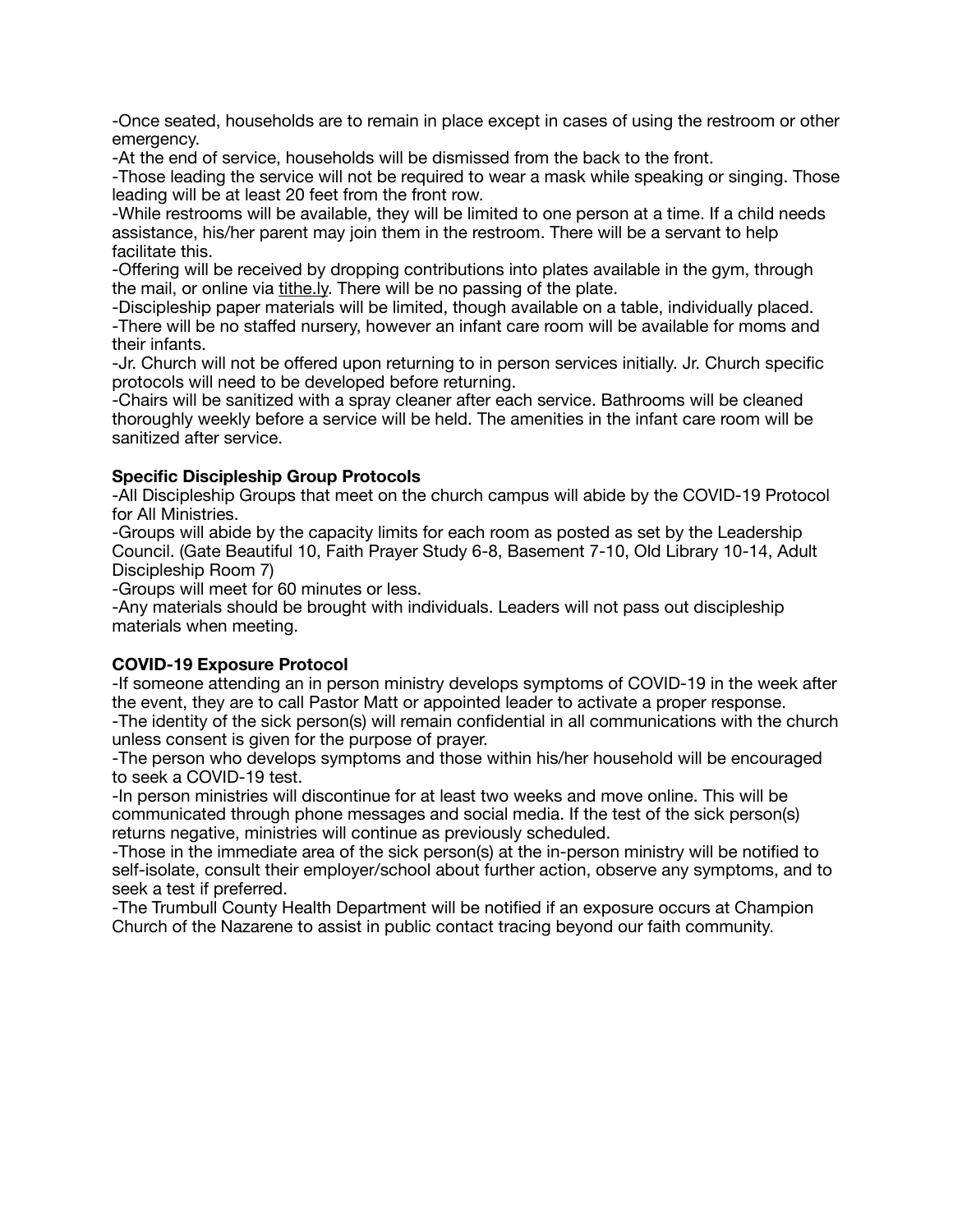-Once seated, households are to remain in place except in cases of using the restroom or other emergency.
-At the end of service, households will be dismissed from the back to the front.
-Those leading the service will not be required to wear a mask while speaking or singing. Those leading will be at least 20 feet from the front row.
-While restrooms will be available, they will be limited to one person at a time. If a child needs assistance, his/her parent may join them in the restroom. There will be a servant to help facilitate this.
-Offering will be received by dropping contributions into plates available in the gym, through the mail, or online via tithe.ly. There will be no passing of the plate.
-Discipleship paper materials will be limited, though available on a table, individually placed.
-There will be no staffed nursery, however an infant care room will be available for moms and their infants.
-Jr. Church will not be offered upon returning to in person services initially. Jr. Church specific protocols will need to be developed before returning.
-Chairs will be sanitized with a spray cleaner after each service. Bathrooms will be cleaned thoroughly weekly before a service will be held. The amenities in the infant care room will be sanitized after service.

**Specific Discipleship Group Protocols**
-All Discipleship Groups that meet on the church campus will abide by the COVID-19 Protocol for All Ministries.
-Groups will abide by the capacity limits for each room as posted as set by the Leadership Council. (Gate Beautiful 10, Faith Prayer Study 6-8, Basement 7-10, Old Library 10-14, Adult Discipleship Room 7)
-Groups will meet for 60 minutes or less.
-Any materials should be brought with individuals. Leaders will not pass out discipleship materials when meeting.

**COVID-19 Exposure Protocol**
-If someone attending an in person ministry develops symptoms of COVID-19 in the week after the event, they are to call Pastor Matt or appointed leader to activate a proper response.
-The identity of the sick person(s) will remain confidential in all communications with the church unless consent is given for the purpose of prayer.
-The person who develops symptoms and those within his/her household will be encouraged to seek a COVID-19 test.
-In person ministries will discontinue for at least two weeks and move online. This will be communicated through phone messages and social media. If the test of the sick person(s) returns negative, ministries will continue as previously scheduled.
-Those in the immediate area of the sick person(s) at the in-person ministry will be notified to self-isolate, consult their employer/school about further action, observe any symptoms, and to seek a test if preferred.
-The Trumbull County Health Department will be notified if an exposure occurs at Champion Church of the Nazarene to assist in public contact tracing beyond our faith community.